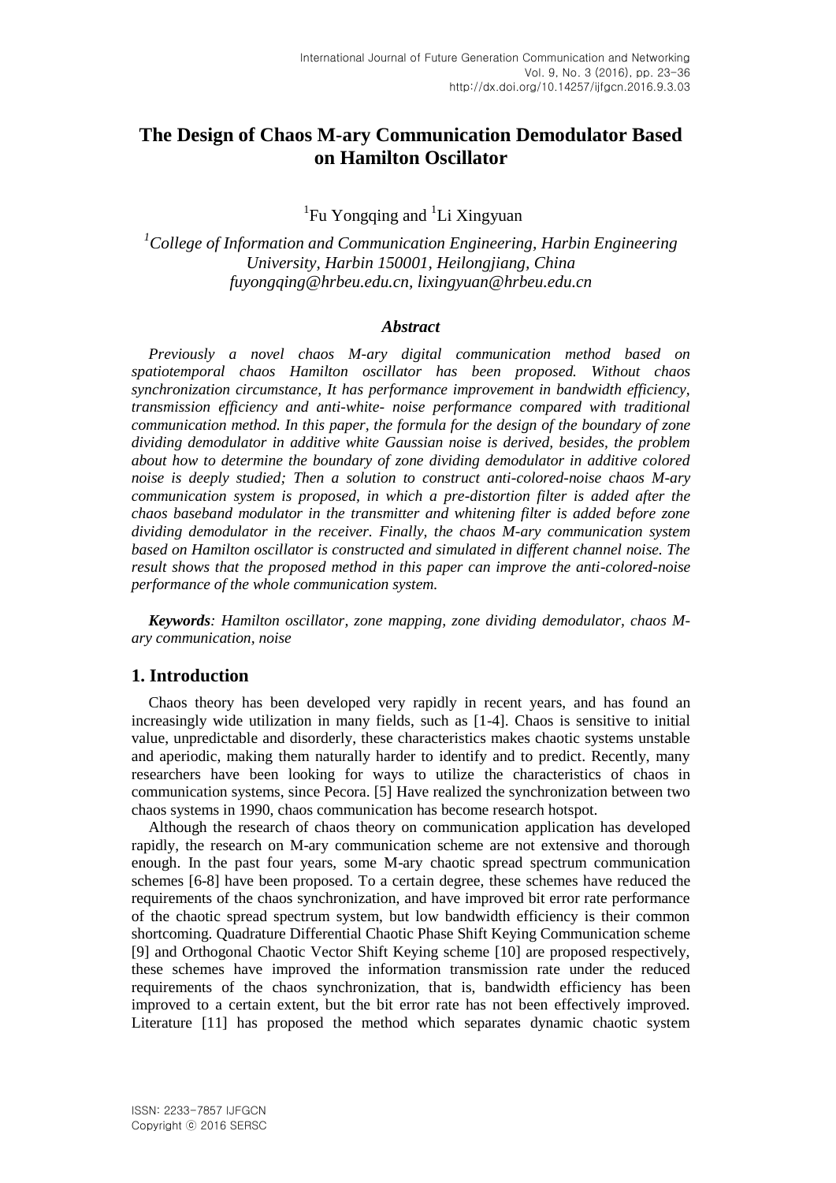# The Design of Chaos M-ary Communication Demodulator Based on Hamilton Oscillator

[1]Fu Yongqing and [1]Li Xingyuan

*[1]College of Information and Communication Engineering, Harbin Engineering University, Harbin 150001, Heilongjiang, China*
*fuyongqing@hrbeu.edu.cn, lixingyuan@hrbeu.edu.cn*

### *Abstract*

*Previously a novel chaos M-ary digital communication method based on spatiotemporal chaos Hamilton oscillator has been proposed. Without chaos synchronization circumstance, It has performance improvement in bandwidth efficiency, transmission efficiency and anti-white- noise performance compared with traditional communication method. In this paper, the formula for the design of the boundary of zone dividing demodulator in additive white Gaussian noise is derived, besides, the problem about how to determine the boundary of zone dividing demodulator in additive colored noise is deeply studied; Then a solution to construct anti-colored-noise chaos M-ary communication system is proposed, in which a pre-distortion filter is added after the chaos baseband modulator in the transmitter and whitening filter is added before zone dividing demodulator in the receiver. Finally, the chaos M-ary communication system based on Hamilton oscillator is constructed and simulated in different channel noise. The result shows that the proposed method in this paper can improve the anti-colored-noise performance of the whole communication system.*

***Keywords**: Hamilton oscillator, zone mapping, zone dividing demodulator, chaos M-ary communication, noise*

## 1. Introduction

Chaos theory has been developed very rapidly in recent years, and has found an increasingly wide utilization in many fields, such as [1-4]. Chaos is sensitive to initial value, unpredictable and disorderly, these characteristics makes chaotic systems unstable and aperiodic, making them naturally harder to identify and to predict. Recently, many researchers have been looking for ways to utilize the characteristics of chaos in communication systems, since Pecora. [5] Have realized the synchronization between two chaos systems in 1990, chaos communication has become research hotspot.

Although the research of chaos theory on communication application has developed rapidly, the research on M-ary communication scheme are not extensive and thorough enough. In the past four years, some M-ary chaotic spread spectrum communication schemes [6-8] have been proposed. To a certain degree, these schemes have reduced the requirements of the chaos synchronization, and have improved bit error rate performance of the chaotic spread spectrum system, but low bandwidth efficiency is their common shortcoming. Quadrature Differential Chaotic Phase Shift Keying Communication scheme [9] and Orthogonal Chaotic Vector Shift Keying scheme [10] are proposed respectively, these schemes have improved the information transmission rate under the reduced requirements of the chaos synchronization, that is, bandwidth efficiency has been improved to a certain extent, but the bit error rate has not been effectively improved. Literature [11] has proposed the method which separates dynamic chaotic system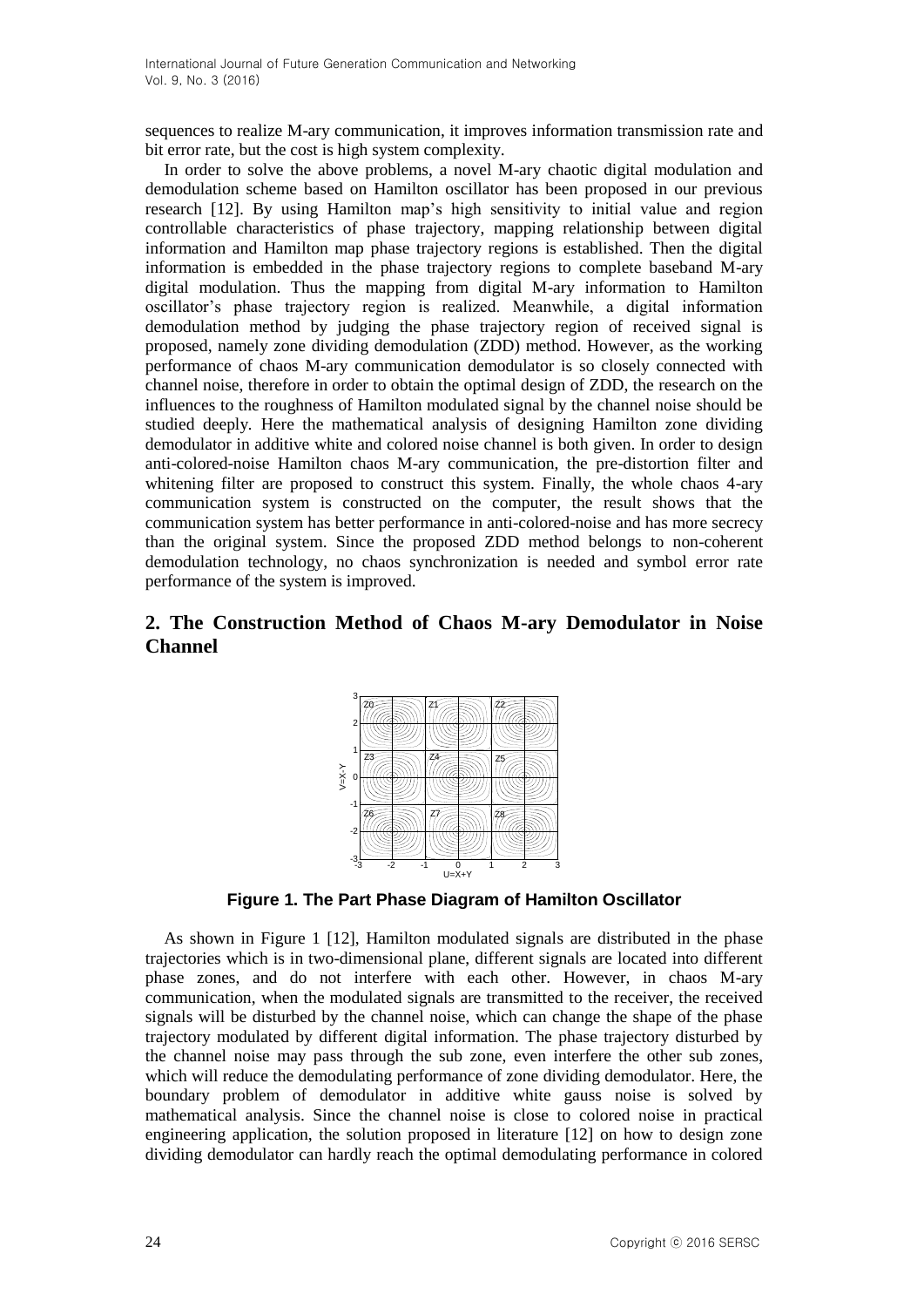sequences to realize M-ary communication, it improves information transmission rate and bit error rate, but the cost is high system complexity.

In order to solve the above problems, a novel M-ary chaotic digital modulation and demodulation scheme based on Hamilton oscillator has been proposed in our previous research [12]. By using Hamilton map's high sensitivity to initial value and region controllable characteristics of phase trajectory, mapping relationship between digital information and Hamilton map phase trajectory regions is established. Then the digital information is embedded in the phase trajectory regions to complete baseband M-ary digital modulation. Thus the mapping from digital M-ary information to Hamilton oscillator's phase trajectory region is realized. Meanwhile, a digital information demodulation method by judging the phase trajectory region of received signal is proposed, namely zone dividing demodulation (ZDD) method. However, as the working performance of chaos M-ary communication demodulator is so closely connected with channel noise, therefore in order to obtain the optimal design of ZDD, the research on the influences to the roughness of Hamilton modulated signal by the channel noise should be studied deeply. Here the mathematical analysis of designing Hamilton zone dividing demodulator in additive white and colored noise channel is both given. In order to design anti-colored-noise Hamilton chaos M-ary communication, the pre-distortion filter and whitening filter are proposed to construct this system. Finally, the whole chaos 4-ary communication system is constructed on the computer, the result shows that the communication system has better performance in anti-colored-noise and has more secrecy than the original system. Since the proposed ZDD method belongs to non-coherent demodulation technology, no chaos synchronization is needed and symbol error rate performance of the system is improved.

## 2. The Construction Method of Chaos M-ary Demodulator in Noise Channel

**Figure 1. The Part Phase Diagram of Hamilton Oscillator**

As shown in Figure 1 [12], Hamilton modulated signals are distributed in the phase trajectories which is in two-dimensional plane, different signals are located into different phase zones, and do not interfere with each other. However, in chaos M-ary communication, when the modulated signals are transmitted to the receiver, the received signals will be disturbed by the channel noise, which can change the shape of the phase trajectory modulated by different digital information. The phase trajectory disturbed by the channel noise may pass through the sub zone, even interfere the other sub zones, which will reduce the demodulating performance of zone dividing demodulator. Here, the boundary problem of demodulator in additive white gauss noise is solved by mathematical analysis. Since the channel noise is close to colored noise in practical engineering application, the solution proposed in literature [12] on how to design zone dividing demodulator can hardly reach the optimal demodulating performance in colored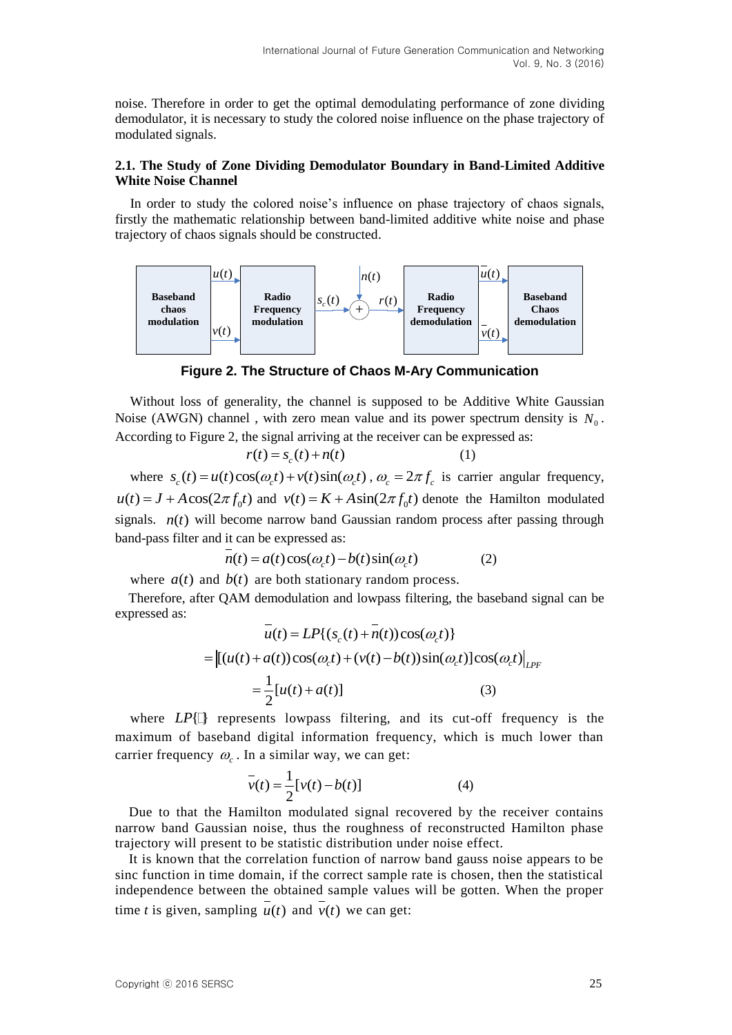noise. Therefore in order to get the optimal demodulating performance of zone dividing demodulator, it is necessary to study the colored noise influence on the phase trajectory of modulated signals.

### 2.1. The Study of Zone Dividing Demodulator Boundary in Band-Limited Additive White Noise Channel

In order to study the colored noise's influence on phase trajectory of chaos signals, firstly the mathematic relationship between band-limited additive white noise and phase trajectory of chaos signals should be constructed.

**Figure 2. The Structure of Chaos M-Ary Communication**

Without loss of generality, the channel is supposed to be Additive White Gaussian Noise (AWGN) channel , with zero mean value and its power spectrum density is $N_0$. According to Figure 2, the signal arriving at the receiver can be expressed as:

$$r(t) = s_c(t) + n(t) \qquad (1)$$

where $s_c(t) = u(t)\cos(\omega_c t) + v(t)\sin(\omega_c t)$, $\omega_c = 2\pi f_c$ is carrier angular frequency, $u(t) = J + A\cos(2\pi f_0 t)$ and $v(t) = K + A\sin(2\pi f_0 t)$ denote the Hamilton modulated signals. $n(t)$ will become narrow band Gaussian random process after passing through band-pass filter and it can be expressed as:

$$\bar{n}(t) = a(t)\cos(\omega_c t) - b(t)\sin(\omega_c t) \qquad (2)$$

where $a(t)$ and $b(t)$ are both stationary random process.

Therefore, after QAM demodulation and lowpass filtering, the baseband signal can be expressed as:

$$\begin{aligned} \bar{u}(t) &= LP\{(s_c(t) + \bar{n}(t))\cos(\omega_c t)\} \\ &= \left|[(u(t)+a(t))\cos(\omega_c t) + (v(t)-b(t))\sin(\omega_c t)]\cos(\omega_c t)\right|_{LPF} \\ &= \frac{1}{2}[u(t) + a(t)] \end{aligned} \qquad (3)$$

where $LP\{\cdot\}$ represents lowpass filtering, and its cut-off frequency is the maximum of baseband digital information frequency, which is much lower than carrier frequency $\omega_c$. In a similar way, we can get:

$$\bar{v}(t) = \frac{1}{2}[v(t) - b(t)] \qquad (4)$$

Due to that the Hamilton modulated signal recovered by the receiver contains narrow band Gaussian noise, thus the roughness of reconstructed Hamilton phase trajectory will present to be statistic distribution under noise effect.

It is known that the correlation function of narrow band gauss noise appears to be sinc function in time domain, if the correct sample rate is chosen, then the statistical independence between the obtained sample values will be gotten. When the proper time *t* is given, sampling $\bar{u}(t)$ and $\bar{v}(t)$ we can get: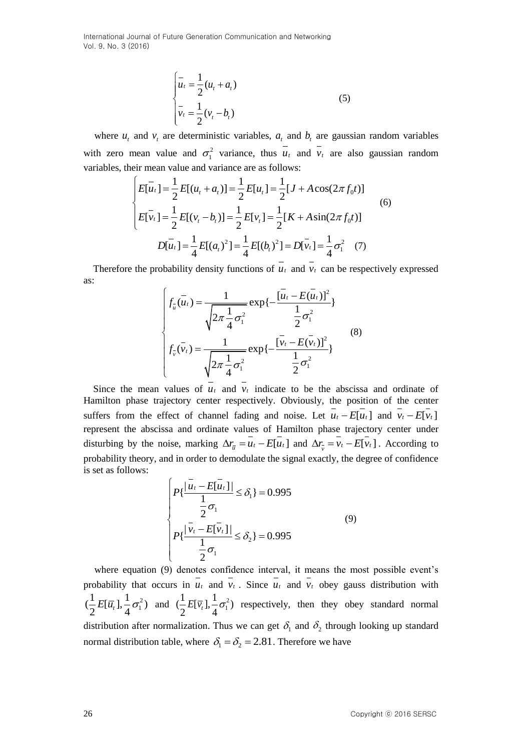$$\begin{cases} \bar{u}_t = \dfrac{1}{2}(u_t + a_t) \\ \bar{v}_t = \dfrac{1}{2}(v_t - b_t) \end{cases} \tag{5}$$

where $u_t$ and $v_t$ are deterministic variables, $a_t$ and $b_t$ are gaussian random variables with zero mean value and $\sigma_1^2$ variance, thus $\bar{u}_t$ and $\bar{v}_t$ are also gaussian random variables, their mean value and variance are as follows:

$$\begin{cases} E[\bar{u}_t] = \dfrac{1}{2}E[(u_t + a_t)] = \dfrac{1}{2}E[u_t] = \dfrac{1}{2}[J + A\cos(2\pi f_0 t)] \\ E[\bar{v}_t] = \dfrac{1}{2}E[(v_t - b_t)] = \dfrac{1}{2}E[v_t] = \dfrac{1}{2}[K + A\sin(2\pi f_0 t)] \end{cases} \tag{6}$$

$$D[\bar{u}_t] = \frac{1}{4}E[(a_t)^2] = \frac{1}{4}E[(b_t)^2] = D[\bar{v}_t] = \frac{1}{4}\sigma_1^2 \tag{7}$$

Therefore the probability density functions of $\bar{u}_t$ and $\bar{v}_t$ can be respectively expressed as:

$$\begin{cases} f_{\bar{u}}(\bar{u}_t) = \dfrac{1}{\sqrt{2\pi \dfrac{1}{4}\sigma_1^2}} \exp\{-\dfrac{[\bar{u}_t - E(\bar{u}_t)]^2}{\dfrac{1}{2}\sigma_1^2}\} \\ f_{\bar{v}}(\bar{v}_t) = \dfrac{1}{\sqrt{2\pi \dfrac{1}{4}\sigma_1^2}} \exp\{-\dfrac{[\bar{v}_t - E(\bar{v}_t)]^2}{\dfrac{1}{2}\sigma_1^2}\} \end{cases} \tag{8}$$

Since the mean values of $\bar{u}_t$ and $\bar{v}_t$ indicate to be the abscissa and ordinate of Hamilton phase trajectory center respectively. Obviously, the position of the center suffers from the effect of channel fading and noise. Let $\bar{u}_t - E[\bar{u}_t]$ and $\bar{v}_t - E[\bar{v}_t]$ represent the abscissa and ordinate values of Hamilton phase trajectory center under disturbing by the noise, marking $\Delta r_{\bar{u}} = \bar{u}_t - E[\bar{u}_t]$ and $\Delta r_{\bar{v}} = \bar{v}_t - E[\bar{v}_t]$. According to probability theory, and in order to demodulate the signal exactly, the degree of confidence is set as follows:

$$\begin{cases} P\{\dfrac{|\bar{u}_t - E[\bar{u}_t]|}{\dfrac{1}{2}\sigma_1} \le \delta_1\} = 0.995 \\ P\{\dfrac{|\bar{v}_t - E[\bar{v}_t]|}{\dfrac{1}{2}\sigma_1} \le \delta_2\} = 0.995 \end{cases} \tag{9}$$

where equation (9) denotes confidence interval, it means the most possible event's probability that occurs in $\bar{u}_t$ and $\bar{v}_t$. Since $\bar{u}_t$ and $\bar{v}_t$ obey gauss distribution with $(\frac{1}{2}E[\bar{u}_t], \frac{1}{4}\sigma_1^2)$ and $(\frac{1}{2}E[\bar{v}_t], \frac{1}{4}\sigma_1^2)$ respectively, then they obey standard normal distribution after normalization. Thus we can get $\delta_1$ and $\delta_2$ through looking up standard normal distribution table, where $\delta_1 = \delta_2 = 2.81$. Therefore we have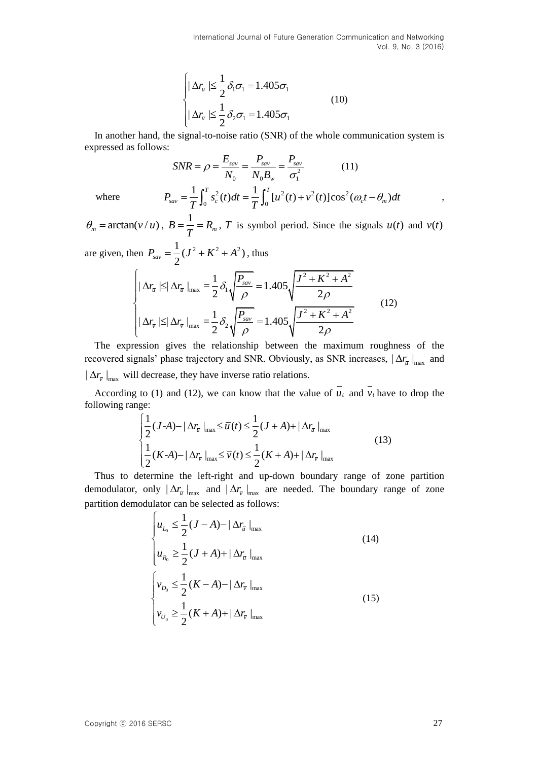$$\begin{cases} |\Delta r_{\bar{u}}| \le \dfrac{1}{2}\delta_1\sigma_1 = 1.405\sigma_1 \\ |\Delta r_{\bar{v}}| \le \dfrac{1}{2}\delta_2\sigma_1 = 1.405\sigma_1 \end{cases} \tag{10}$$

In another hand, the signal-to-noise ratio (SNR) of the whole communication system is expressed as follows:

$$SNR = \rho = \frac{E_{sav}}{N_0} = \frac{P_{sav}}{N_0 B_w} = \frac{P_{sav}}{\sigma_1^2} \tag{11}$$

where $P_{sav} = \dfrac{1}{T}\int_0^T s_c^2(t)dt = \dfrac{1}{T}\int_0^T [u^2(t)+v^2(t)]\cos^2(\omega_c t - \theta_m)dt$, $\theta_m = \arctan(v/u)$, $B = \dfrac{1}{T} = R_m$, $T$ is symbol period. Since the signals $u(t)$ and $v(t)$ are given, then $P_{sav} = \dfrac{1}{2}(J^2+K^2+A^2)$, thus

$$\begin{cases} |\Delta r_{\bar{u}}| \le |\Delta r_{\bar{u}}|_{\max} = \dfrac{1}{2}\delta_1\sqrt{\dfrac{P_{sav}}{\rho}} = 1.405\sqrt{\dfrac{J^2+K^2+A^2}{2\rho}} \\ |\Delta r_{\bar{v}}| \le |\Delta r_{\bar{v}}|_{\max} = \dfrac{1}{2}\delta_2\sqrt{\dfrac{P_{sav}}{\rho}} = 1.405\sqrt{\dfrac{J^2+K^2+A^2}{2\rho}} \end{cases} \tag{12}$$

The expression gives the relationship between the maximum roughness of the recovered signals' phase trajectory and SNR. Obviously, as SNR increases, $|\Delta r_{\bar{u}}|_{\max}$ and $|\Delta r_{\bar{v}}|_{\max}$ will decrease, they have inverse ratio relations.

According to (1) and (12), we can know that the value of $\bar{u}_t$ and $\bar{v}_t$ have to drop the following range:

$$\begin{cases} \dfrac{1}{2}(J\text{-}A) - |\Delta r_{\bar{u}}|_{\max} \le \bar{u}(t) \le \dfrac{1}{2}(J+A) + |\Delta r_{\bar{u}}|_{\max} \\ \dfrac{1}{2}(K\text{-}A) - |\Delta r_{\bar{v}}|_{\max} \le \bar{v}(t) \le \dfrac{1}{2}(K+A) + |\Delta r_{\bar{v}}|_{\max} \end{cases} \tag{13}$$

Thus to determine the left-right and up-down boundary range of zone partition demodulator, only $|\Delta r_{\bar{u}}|_{\max}$ and $|\Delta r_{\bar{v}}|_{\max}$ are needed. The boundary range of zone partition demodulator can be selected as follows:

$$\begin{cases} u_{L_0} \le \dfrac{1}{2}(J-A) - |\Delta r_{\bar{u}}|_{\max} \\ u_{R_0} \ge \dfrac{1}{2}(J+A) + |\Delta r_{\bar{u}}|_{\max} \end{cases} \tag{14}$$

$$\begin{cases} v_{D_0} \le \dfrac{1}{2}(K-A) - |\Delta r_{\bar{v}}|_{\max} \\ v_{U_0} \ge \dfrac{1}{2}(K+A) + |\Delta r_{\bar{v}}|_{\max} \end{cases} \tag{15}$$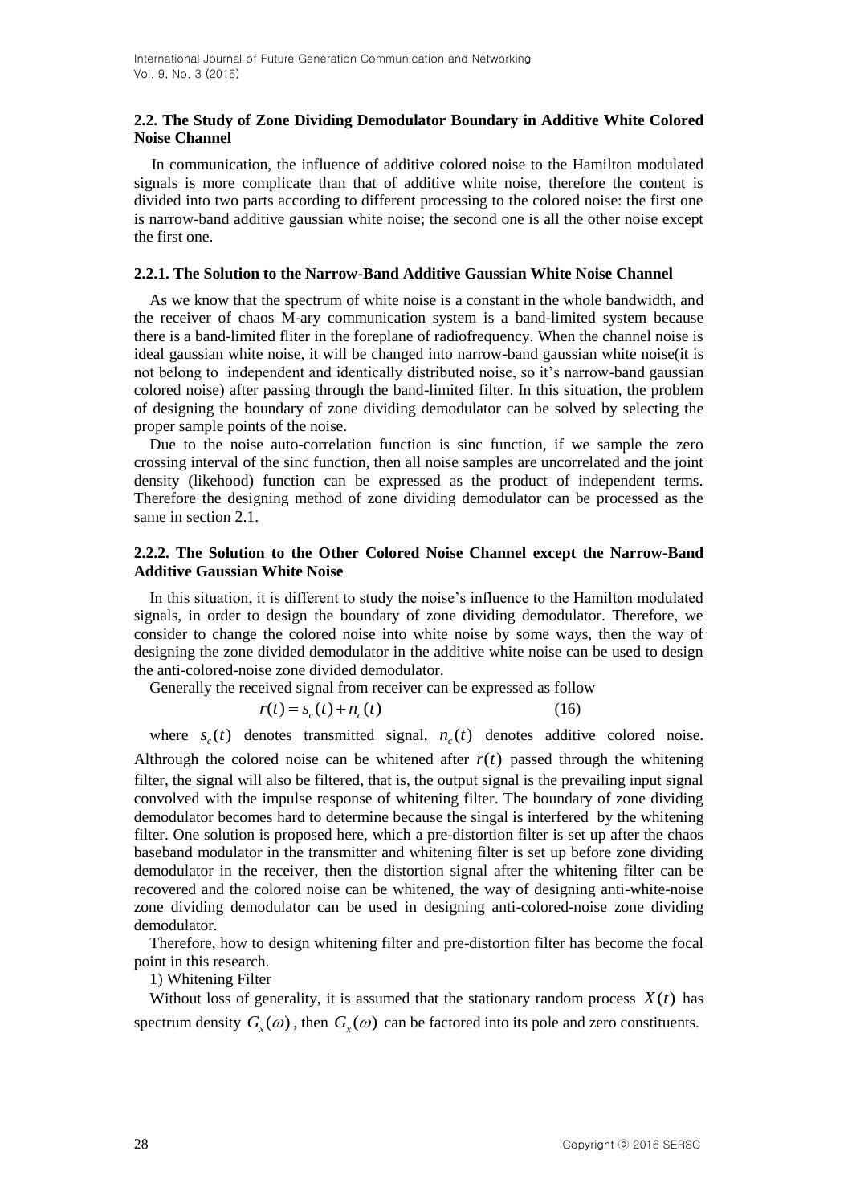### 2.2. The Study of Zone Dividing Demodulator Boundary in Additive White Colored Noise Channel

In communication, the influence of additive colored noise to the Hamilton modulated signals is more complicate than that of additive white noise, therefore the content is divided into two parts according to different processing to the colored noise: the first one is narrow-band additive gaussian white noise; the second one is all the other noise except the first one.

#### 2.2.1. The Solution to the Narrow-Band Additive Gaussian White Noise Channel

As we know that the spectrum of white noise is a constant in the whole bandwidth, and the receiver of chaos M-ary communication system is a band-limited system because there is a band-limited fliter in the foreplane of radiofrequency. When the channel noise is ideal gaussian white noise, it will be changed into narrow-band gaussian white noise(it is not belong to independent and identically distributed noise, so it's narrow-band gaussian colored noise) after passing through the band-limited filter. In this situation, the problem of designing the boundary of zone dividing demodulator can be solved by selecting the proper sample points of the noise.

Due to the noise auto-correlation function is sinc function, if we sample the zero crossing interval of the sinc function, then all noise samples are uncorrelated and the joint density (likehood) function can be expressed as the product of independent terms. Therefore the designing method of zone dividing demodulator can be processed as the same in section 2.1.

#### 2.2.2. The Solution to the Other Colored Noise Channel except the Narrow-Band Additive Gaussian White Noise

In this situation, it is different to study the noise's influence to the Hamilton modulated signals, in order to design the boundary of zone dividing demodulator. Therefore, we consider to change the colored noise into white noise by some ways, then the way of designing the zone divided demodulator in the additive white noise can be used to design the anti-colored-noise zone divided demodulator.

Generally the received signal from receiver can be expressed as follow

$$r(t) = s_c(t) + n_c(t) \tag{16}$$

where $s_c(t)$ denotes transmitted signal, $n_c(t)$ denotes additive colored noise. Althrough the colored noise can be whitened after $r(t)$ passed through the whitening filter, the signal will also be filtered, that is, the output signal is the prevailing input signal convolved with the impulse response of whitening filter. The boundary of zone dividing demodulator becomes hard to determine because the singal is interfered by the whitening filter. One solution is proposed here, which a pre-distortion filter is set up after the chaos baseband modulator in the transmitter and whitening filter is set up before zone dividing demodulator in the receiver, then the distortion signal after the whitening filter can be recovered and the colored noise can be whitened, the way of designing anti-white-noise zone dividing demodulator can be used in designing anti-colored-noise zone dividing demodulator.

Therefore, how to design whitening filter and pre-distortion filter has become the focal point in this research.

1) Whitening Filter

Without loss of generality, it is assumed that the stationary random process $X(t)$ has spectrum density $G_x(\omega)$, then $G_x(\omega)$ can be factored into its pole and zero constituents.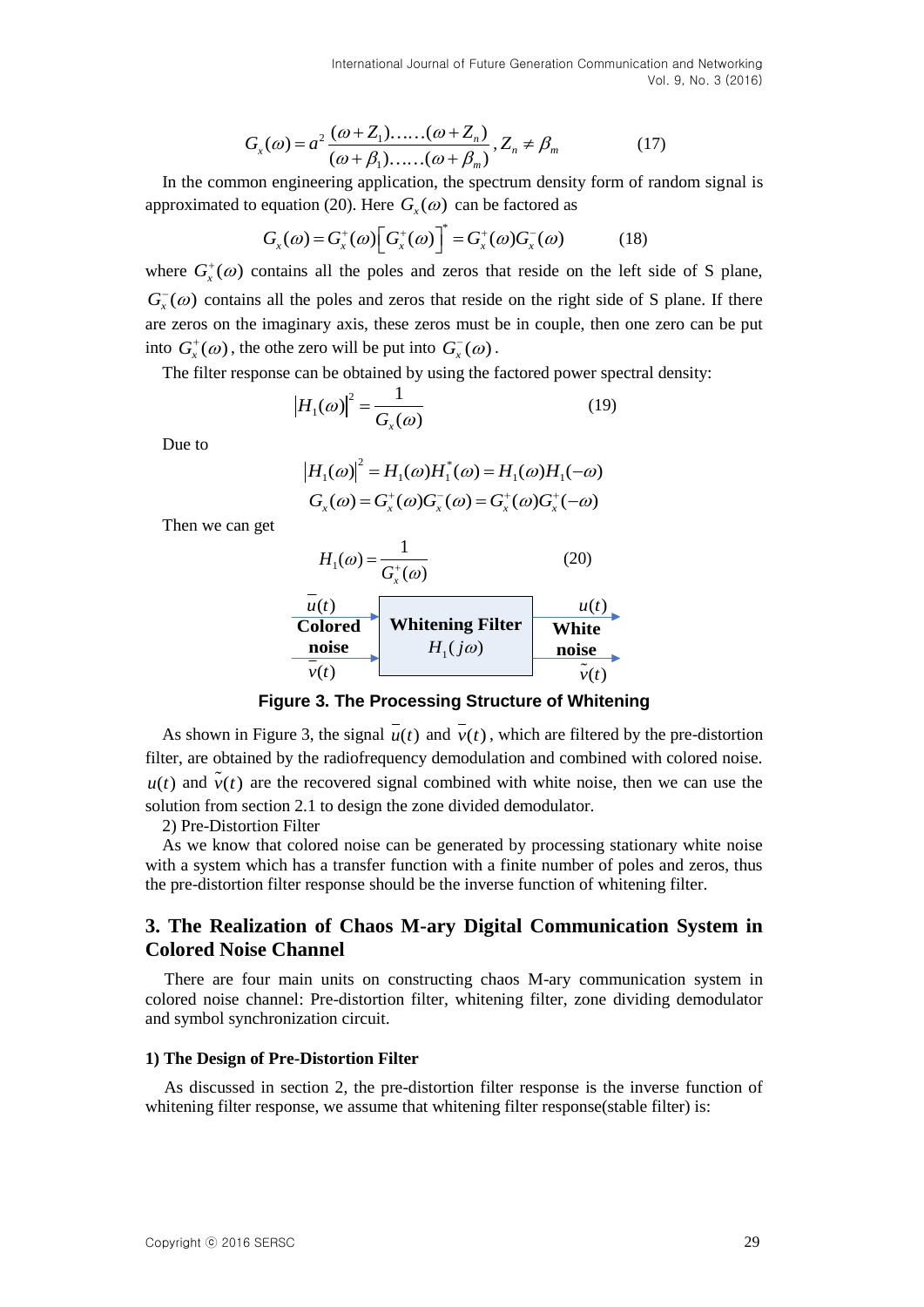$$G_x(\omega) = a^2 \frac{(\omega + Z_1)\ldots\ldots(\omega + Z_n)}{(\omega + \beta_1)\ldots\ldots(\omega + \beta_m)}, Z_n \neq \beta_m \qquad (17)$$

In the common engineering application, the spectrum density form of random signal is approximated to equation (20). Here $G_x(\omega)$ can be factored as

$$G_x(\omega) = G_x^+(\omega)\left[G_x^+(\omega)\right]^* = G_x^+(\omega)G_x^-(\omega) \qquad (18)$$

where $G_x^+(\omega)$ contains all the poles and zeros that reside on the left side of S plane, $G_x^-(\omega)$ contains all the poles and zeros that reside on the right side of S plane. If there are zeros on the imaginary axis, these zeros must be in couple, then one zero can be put into $G_x^+(\omega)$, the othe zero will be put into $G_x^-(\omega)$.

The filter response can be obtained by using the factored power spectral density:

$$\left|H_1(\omega)\right|^2 = \frac{1}{G_x(\omega)} \qquad (19)$$

Due to

$$\left|H_1(\omega)\right|^2 = H_1(\omega)H_1^*(\omega) = H_1(\omega)H_1(-\omega)$$
$$G_x(\omega) = G_x^+(\omega)G_x^-(\omega) = G_x^+(\omega)G_x^+(-\omega)$$

Then we can get

$$H_1(\omega) = \frac{1}{G_x^+(\omega)} \qquad (20)$$

$\overline{u}(t)$ **Colored noise** $\overline{v}(t)$ → **Whitening Filter** $H_1(j\omega)$ → $u(t)$ **White noise** $\tilde{v}(t)$

**Figure 3. The Processing Structure of Whitening**

As shown in Figure 3, the signal $\overline{u}(t)$ and $\overline{v}(t)$, which are filtered by the pre-distortion filter, are obtained by the radiofrequency demodulation and combined with colored noise. $u(t)$ and $\tilde{v}(t)$ are the recovered signal combined with white noise, then we can use the solution from section 2.1 to design the zone divided demodulator.

2) Pre-Distortion Filter

As we know that colored noise can be generated by processing stationary white noise with a system which has a transfer function with a finite number of poles and zeros, thus the pre-distortion filter response should be the inverse function of whitening filter.

## 3. The Realization of Chaos M-ary Digital Communication System in Colored Noise Channel

There are four main units on constructing chaos M-ary communication system in colored noise channel: Pre-distortion filter, whitening filter, zone dividing demodulator and symbol synchronization circuit.

### 1) The Design of Pre-Distortion Filter

As discussed in section 2, the pre-distortion filter response is the inverse function of whitening filter response, we assume that whitening filter response(stable filter) is: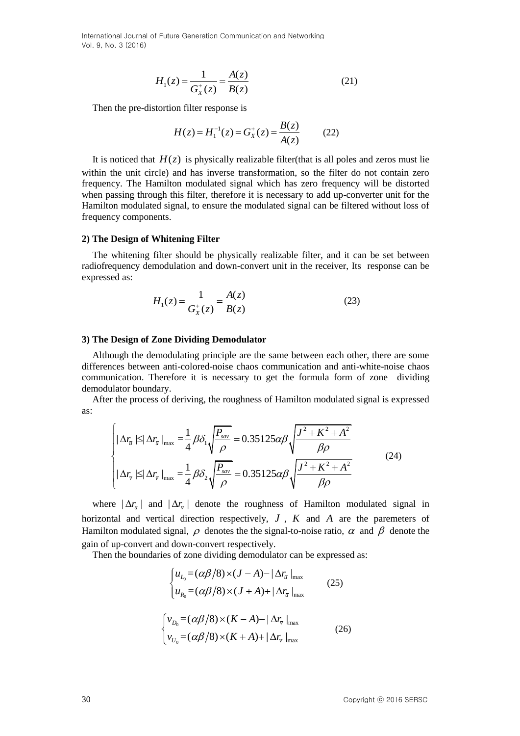$$H_1(z) = \frac{1}{G_X^+(z)} = \frac{A(z)}{B(z)} \tag{21}$$

Then the pre-distortion filter response is

$$H(z) = H_1^{-1}(z) = G_X^+(z) = \frac{B(z)}{A(z)} \tag{22}$$

It is noticed that $H(z)$ is physically realizable filter(that is all poles and zeros must lie within the unit circle) and has inverse transformation, so the filter do not contain zero frequency. The Hamilton modulated signal which has zero frequency will be distorted when passing through this filter, therefore it is necessary to add up-converter unit for the Hamilton modulated signal, to ensure the modulated signal can be filtered without loss of frequency components.

**2) The Design of Whitening Filter**

The whitening filter should be physically realizable filter, and it can be set between radiofrequency demodulation and down-convert unit in the receiver, Its response can be expressed as:

$$H_1(z) = \frac{1}{G_X^+(z)} = \frac{A(z)}{B(z)} \tag{23}$$

**3) The Design of Zone Dividing Demodulator**

Although the demodulating principle are the same between each other, there are some differences between anti-colored-noise chaos communication and anti-white-noise chaos communication. Therefore it is necessary to get the formula form of zone dividing demodulator boundary.

After the process of deriving, the roughness of Hamilton modulated signal is expressed as:

$$\begin{cases} |\Delta r_{\bar{u}}| \leq |\Delta r_{\bar{u}}|_{\max} = \dfrac{1}{4}\beta\delta_1\sqrt{\dfrac{P_{sav}}{\rho}} = 0.35125\alpha\beta\sqrt{\dfrac{J^2+K^2+A^2}{\beta\rho}} \\ |\Delta r_{\bar{v}}| \leq |\Delta r_{\bar{v}}|_{\max} = \dfrac{1}{4}\beta\delta_2\sqrt{\dfrac{P_{sav}}{\rho}} = 0.35125\alpha\beta\sqrt{\dfrac{J^2+K^2+A^2}{\beta\rho}} \end{cases} \tag{24}$$

where $|\Delta r_{\bar{u}}|$ and $|\Delta r_{\bar{v}}|$ denote the roughness of Hamilton modulated signal in horizontal and vertical direction respectively, $J$, $K$ and $A$ are the paremeters of Hamilton modulated signal, $\rho$ denotes the the signal-to-noise ratio, $\alpha$ and $\beta$ denote the gain of up-convert and down-convert respectively.

Then the boundaries of zone dividing demodulator can be expressed as:

$$\begin{cases} u_{L_0} = (\alpha\beta/8)\times(J-A) - |\Delta r_{\bar{u}}|_{\max} \\ u_{R_0} = (\alpha\beta/8)\times(J+A) + |\Delta r_{\bar{u}}|_{\max} \end{cases} \tag{25}$$

$$\begin{cases} v_{D_0} = (\alpha\beta/8)\times(K-A) - |\Delta r_{\bar{v}}|_{\max} \\ v_{U_0} = (\alpha\beta/8)\times(K+A) + |\Delta r_{\bar{v}}|_{\max} \end{cases} \tag{26}$$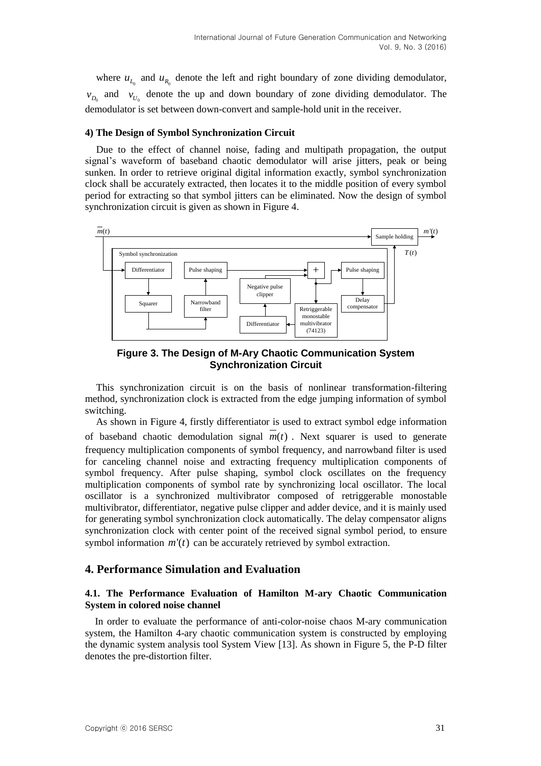where $u_{L_0}$ and $u_{R_0}$ denote the left and right boundary of zone dividing demodulator, $v_{D_0}$ and $v_{U_0}$ denote the up and down boundary of zone dividing demodulator. The demodulator is set between down-convert and sample-hold unit in the receiver.

#### 4) The Design of Symbol Synchronization Circuit

Due to the effect of channel noise, fading and multipath propagation, the output signal's waveform of baseband chaotic demodulator will arise jitters, peak or being sunken. In order to retrieve original digital information exactly, symbol synchronization clock shall be accurately extracted, then locates it to the middle position of every symbol period for extracting so that symbol jitters can be eliminated. Now the design of symbol synchronization circuit is given as shown in Figure 4.

**Figure 3. The Design of M-Ary Chaotic Communication System Synchronization Circuit**

This synchronization circuit is on the basis of nonlinear transformation-filtering method, synchronization clock is extracted from the edge jumping information of symbol switching.

As shown in Figure 4, firstly differentiator is used to extract symbol edge information of baseband chaotic demodulation signal $\overline{m}(t)$. Next squarer is used to generate frequency multiplication components of symbol frequency, and narrowband filter is used for canceling channel noise and extracting frequency multiplication components of symbol frequency. After pulse shaping, symbol clock oscillates on the frequency multiplication components of symbol rate by synchronizing local oscillator. The local oscillator is a synchronized multivibrator composed of retriggerable monostable multivibrator, differentiator, negative pulse clipper and adder device, and it is mainly used for generating symbol synchronization clock automatically. The delay compensator aligns synchronization clock with center point of the received signal symbol period, to ensure symbol information $m'(t)$ can be accurately retrieved by symbol extraction.

## 4. Performance Simulation and Evaluation

### 4.1. The Performance Evaluation of Hamilton M-ary Chaotic Communication System in colored noise channel

In order to evaluate the performance of anti-color-noise chaos M-ary communication system, the Hamilton 4-ary chaotic communication system is constructed by employing the dynamic system analysis tool System View [13]. As shown in Figure 5, the P-D filter denotes the pre-distortion filter.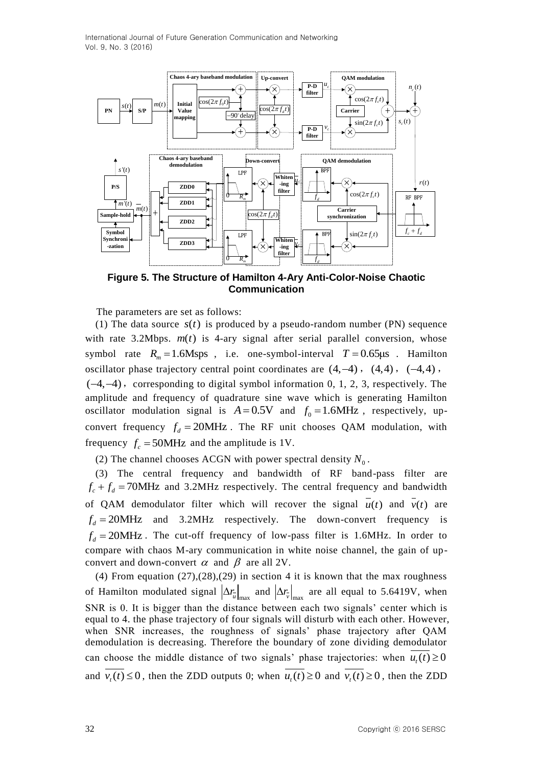**Figure 5. The Structure of Hamilton 4-Ary Anti-Color-Noise Chaotic Communication**

The parameters are set as follows:

(1) The data source $s(t)$ is produced by a pseudo-random number (PN) sequence with rate 3.2Mbps. $m(t)$ is 4-ary signal after serial parallel conversion, whose symbol rate $R_m = 1.6\text{Msps}$, i.e. one-symbol-interval $T = 0.65\mu\text{s}$. Hamilton oscillator phase trajectory central point coordinates are $(4,-4)$, $(4,4)$, $(-4,4)$, $(-4,-4)$, corresponding to digital symbol information 0, 1, 2, 3, respectively. The amplitude and frequency of quadrature sine wave which is generating Hamilton oscillator modulation signal is $A = 0.5\text{V}$ and $f_0 = 1.6\text{MHz}$, respectively, up-convert frequency $f_d = 20\text{MHz}$. The RF unit chooses QAM modulation, with frequency $f_c = 50\text{MHz}$ and the amplitude is 1V.

(2) The channel chooses ACGN with power spectral density $N_0$.

(3) The central frequency and bandwidth of RF band-pass filter are $f_c + f_d = 70\text{MHz}$ and 3.2MHz respectively. The central frequency and bandwidth of QAM demodulator filter which will recover the signal $\bar{u}(t)$ and $\bar{v}(t)$ are $f_d = 20\text{MHz}$ and 3.2MHz respectively. The down-convert frequency is $f_d = 20\text{MHz}$. The cut-off frequency of low-pass filter is 1.6MHz. In order to compare with chaos M-ary communication in white noise channel, the gain of up-convert and down-convert $\alpha$ and $\beta$ are all 2V.

(4) From equation (27),(28),(29) in section 4 it is known that the max roughness of Hamilton modulated signal $\left|\Delta r_{\bar{u}}\right|_{\max}$ and $\left|\Delta r_{\bar{v}}\right|_{\max}$ are all equal to 5.6419V, when SNR is 0. It is bigger than the distance between each two signals' center which is equal to 4. the phase trajectory of four signals will disturb with each other. However, when SNR increases, the roughness of signals' phase trajectory after QAM demodulation is decreasing. Therefore the boundary of zone dividing demodulator can choose the middle distance of two signals' phase trajectories: when $\overline{u_t(t)} \geq 0$ and $\overline{v_t(t)} \leq 0$, then the ZDD outputs 0; when $\overline{u_t(t)} \geq 0$ and $\overline{v_t(t)} \geq 0$, then the ZDD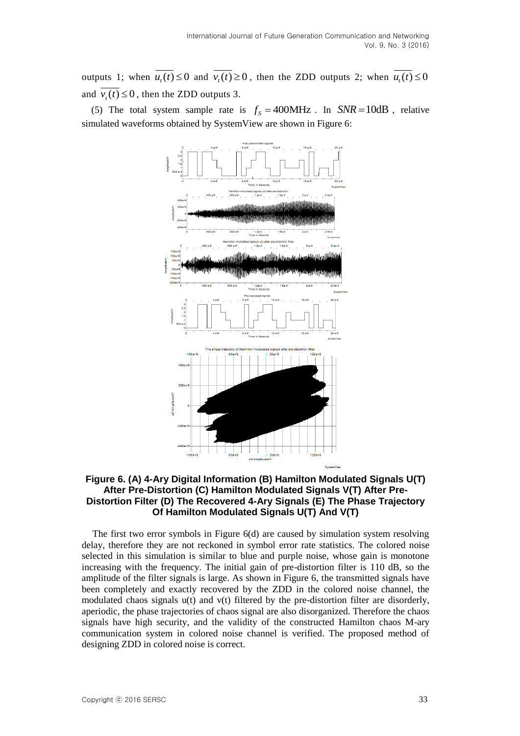outputs 1; when $\overline{u_t(t)} \le 0$ and $\overline{v_t(t)} \ge 0$, then the ZDD outputs 2; when $\overline{u_t(t)} \le 0$ and $\overline{v_t(t)} \le 0$, then the ZDD outputs 3.

(5) The total system sample rate is $f_S = 400\text{MHz}$. In $SNR = 10\text{dB}$, relative simulated waveforms obtained by SystemView are shown in Figure 6:

**Figure 6. (A) 4-Ary Digital Information (B) Hamilton Modulated Signals U(T) After Pre-Distortion (C) Hamilton Modulated Signals V(T) After Pre-Distortion Filter (D) The Recovered 4-Ary Signals (E) The Phase Trajectory Of Hamilton Modulated Signals U(T) And V(T)**

The first two error symbols in Figure 6(d) are caused by simulation system resolving delay, therefore they are not reckoned in symbol error rate statistics. The colored noise selected in this simulation is similar to blue and purple noise, whose gain is monotone increasing with the frequency. The initial gain of pre-distortion filter is 110 dB, so the amplitude of the filter signals is large. As shown in Figure 6, the transmitted signals have been completely and exactly recovered by the ZDD in the colored noise channel, the modulated chaos signals u(t) and v(t) filtered by the pre-distortion filter are disorderly, aperiodic, the phase trajectories of chaos signal are also disorganized. Therefore the chaos signals have high security, and the validity of the constructed Hamilton chaos M-ary communication system in colored noise channel is verified. The proposed method of designing ZDD in colored noise is correct.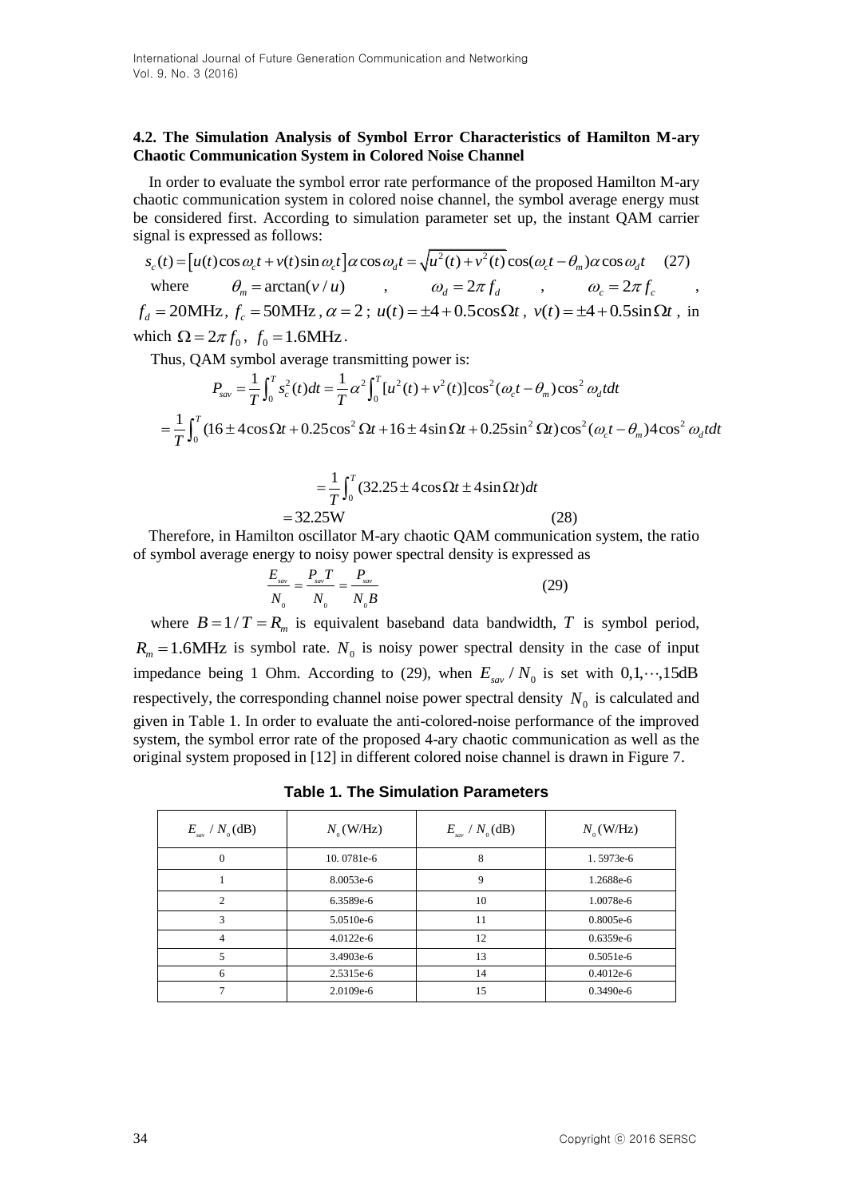### 4.2. The Simulation Analysis of Symbol Error Characteristics of Hamilton M-ary Chaotic Communication System in Colored Noise Channel

In order to evaluate the symbol error rate performance of the proposed Hamilton M-ary chaotic communication system in colored noise channel, the symbol average energy must be considered first. According to simulation parameter set up, the instant QAM carrier signal is expressed as follows:

$$s_c(t) = \left[u(t)\cos\omega_c t + v(t)\sin\omega_c t\right]\alpha\cos\omega_d t = \sqrt{u^2(t)+v^2(t)}\cos(\omega_c t - \theta_m)\alpha\cos\omega_d t \quad (27)$$

where $\theta_m = \arctan(v/u)$ , $\omega_d = 2\pi f_d$ , $\omega_c = 2\pi f_c$ , $f_d = 20\text{MHz}$, $f_c = 50\text{MHz}$, $\alpha = 2$; $u(t) = \pm 4 + 0.5\cos\Omega t$, $v(t) = \pm 4 + 0.5\sin\Omega t$, in which $\Omega = 2\pi f_0$, $f_0 = 1.6\text{MHz}$.

Thus, QAM symbol average transmitting power is:

$$P_{sav} = \frac{1}{T}\int_0^T s_c^2(t)dt = \frac{1}{T}\alpha^2\int_0^T [u^2(t)+v^2(t)]\cos^2(\omega_c t - \theta_m)\cos^2\omega_d t dt$$

$$= \frac{1}{T}\int_0^T (16 \pm 4\cos\Omega t + 0.25\cos^2\Omega t + 16 \pm 4\sin\Omega t + 0.25\sin^2\Omega t)\cos^2(\omega_c t - \theta_m)4\cos^2\omega_d t dt$$

$$= \frac{1}{T}\int_0^T (32.25 \pm 4\cos\Omega t \pm 4\sin\Omega t)dt$$

$$= 32.25\text{W} \quad (28)$$

Therefore, in Hamilton oscillator M-ary chaotic QAM communication system, the ratio of symbol average energy to noisy power spectral density is expressed as

$$\frac{E_{sav}}{N_0} = \frac{P_{sav}T}{N_0} = \frac{P_{sav}}{N_0 B} \quad (29)$$

where $B = 1/T = R_m$ is equivalent baseband data bandwidth, $T$ is symbol period, $R_m = 1.6\text{MHz}$ is symbol rate. $N_0$ is noisy power spectral density in the case of input impedance being 1 Ohm. According to (29), when $E_{sav}/N_0$ is set with $0,1,\cdots,15\text{dB}$ respectively, the corresponding channel noise power spectral density $N_0$ is calculated and given in Table 1. In order to evaluate the anti-colored-noise performance of the improved system, the symbol error rate of the proposed 4-ary chaotic communication as well as the original system proposed in [12] in different colored noise channel is drawn in Figure 7.

**Table 1. The Simulation Parameters**

| $E_{sav}/N_0$(dB) | $N_0$(W/Hz) | $E_{sav}/N_0$(dB) | $N_0$(W/Hz) |
|---|---|---|---|
| 0 | 10. 0781e-6 | 8 | 1. 5973e-6 |
| 1 | 8.0053e-6 | 9 | 1.2688e-6 |
| 2 | 6.3589e-6 | 10 | 1.0078e-6 |
| 3 | 5.0510e-6 | 11 | 0.8005e-6 |
| 4 | 4.0122e-6 | 12 | 0.6359e-6 |
| 5 | 3.4903e-6 | 13 | 0.5051e-6 |
| 6 | 2.5315e-6 | 14 | 0.4012e-6 |
| 7 | 2.0109e-6 | 15 | 0.3490e-6 |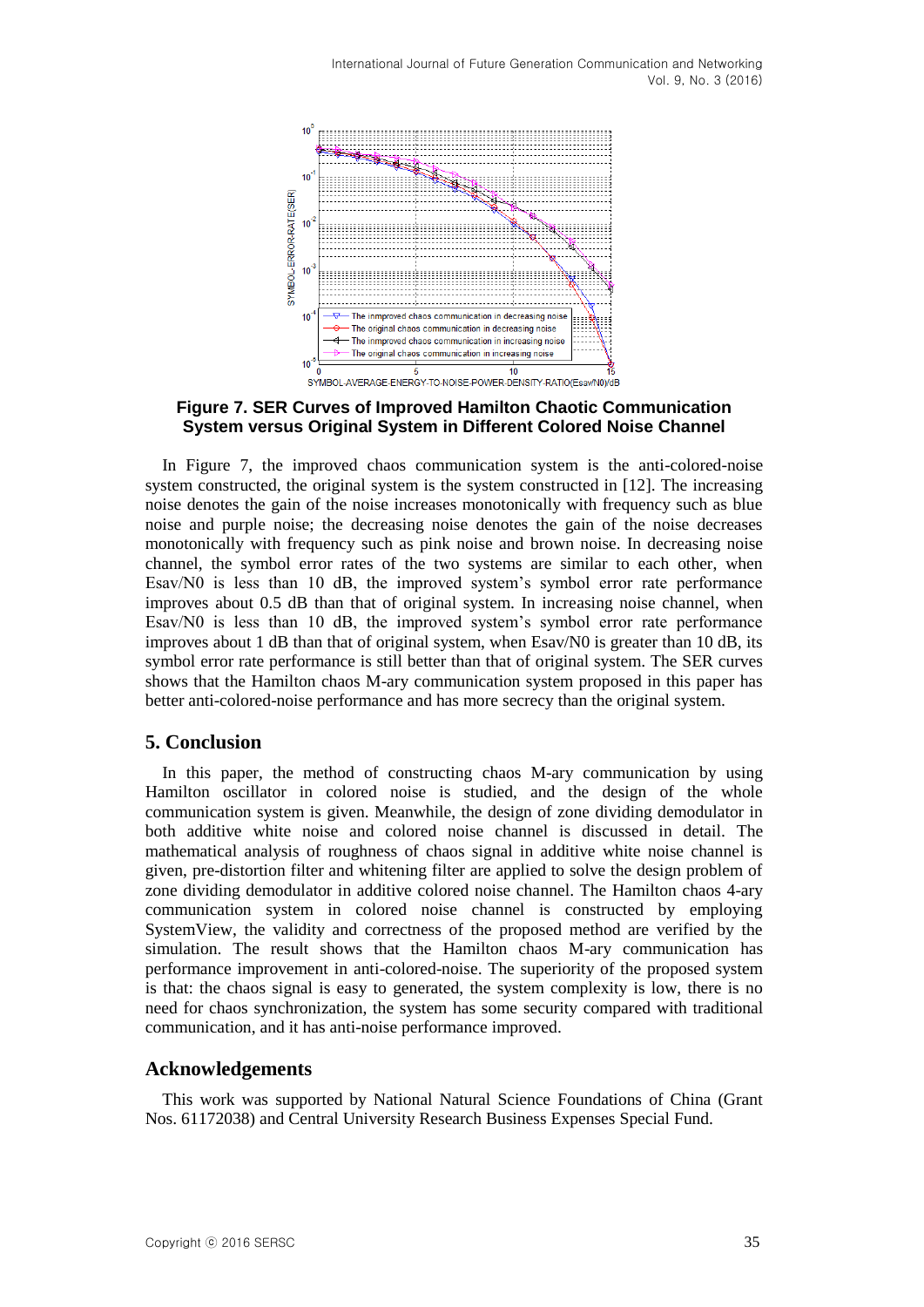**Figure 7. SER Curves of Improved Hamilton Chaotic Communication System versus Original System in Different Colored Noise Channel**

In Figure 7, the improved chaos communication system is the anti-colored-noise system constructed, the original system is the system constructed in [12]. The increasing noise denotes the gain of the noise increases monotonically with frequency such as blue noise and purple noise; the decreasing noise denotes the gain of the noise decreases monotonically with frequency such as pink noise and brown noise. In decreasing noise channel, the symbol error rates of the two systems are similar to each other, when Esav/N0 is less than 10 dB, the improved system's symbol error rate performance improves about 0.5 dB than that of original system. In increasing noise channel, when Esav/N0 is less than 10 dB, the improved system's symbol error rate performance improves about 1 dB than that of original system, when Esav/N0 is greater than 10 dB, its symbol error rate performance is still better than that of original system. The SER curves shows that the Hamilton chaos M-ary communication system proposed in this paper has better anti-colored-noise performance and has more secrecy than the original system.

## 5. Conclusion

In this paper, the method of constructing chaos M-ary communication by using Hamilton oscillator in colored noise is studied, and the design of the whole communication system is given. Meanwhile, the design of zone dividing demodulator in both additive white noise and colored noise channel is discussed in detail. The mathematical analysis of roughness of chaos signal in additive white noise channel is given, pre-distortion filter and whitening filter are applied to solve the design problem of zone dividing demodulator in additive colored noise channel. The Hamilton chaos 4-ary communication system in colored noise channel is constructed by employing SystemView, the validity and correctness of the proposed method are verified by the simulation. The result shows that the Hamilton chaos M-ary communication has performance improvement in anti-colored-noise. The superiority of the proposed system is that: the chaos signal is easy to generated, the system complexity is low, there is no need for chaos synchronization, the system has some security compared with traditional communication, and it has anti-noise performance improved.

## Acknowledgements

This work was supported by National Natural Science Foundations of China (Grant Nos. 61172038) and Central University Research Business Expenses Special Fund.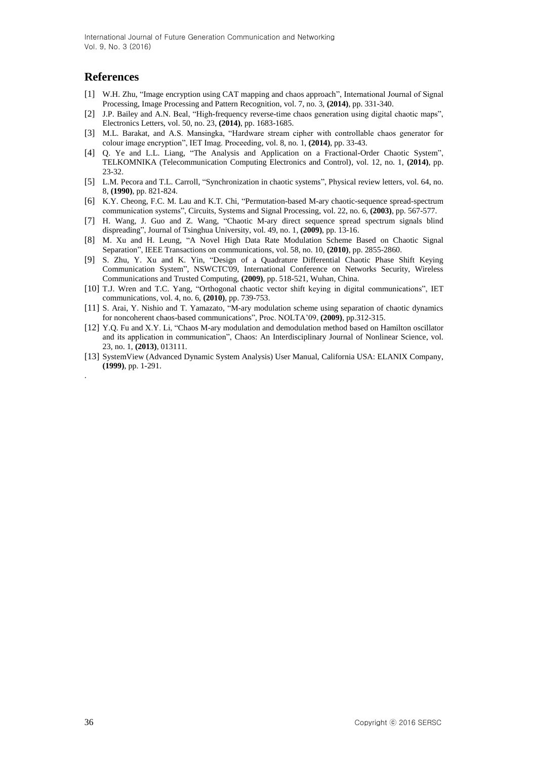## References

[1] W.H. Zhu, "Image encryption using CAT mapping and chaos approach", International Journal of Signal Processing, Image Processing and Pattern Recognition, vol. 7, no. 3, **(2014)**, pp. 331-340.

[2] J.P. Bailey and A.N. Beal, "High-frequency reverse-time chaos generation using digital chaotic maps", Electronics Letters, vol. 50, no. 23, **(2014)**, pp. 1683-1685.

[3] M.L. Barakat, and A.S. Mansingka, "Hardware stream cipher with controllable chaos generator for colour image encryption", IET Imag. Proceeding, vol. 8, no. 1, **(2014)**, pp. 33-43.

[4] Q. Ye and L.L. Liang, "The Analysis and Application on a Fractional-Order Chaotic System", TELKOMNIKA (Telecommunication Computing Electronics and Control), vol. 12, no. 1, **(2014)**, pp. 23-32.

[5] L.M. Pecora and T.L. Carroll, "Synchronization in chaotic systems", Physical review letters, vol. 64, no. 8, **(1990)**, pp. 821-824.

[6] K.Y. Cheong, F.C. M. Lau and K.T. Chi, "Permutation-based M-ary chaotic-sequence spread-spectrum communication systems", Circuits, Systems and Signal Processing, vol. 22, no. 6, **(2003)**, pp. 567-577.

[7] H. Wang, J. Guo and Z. Wang, "Chaotic M-ary direct sequence spread spectrum signals blind dispreading", Journal of Tsinghua University, vol. 49, no. 1, **(2009)**, pp. 13-16.

[8] M. Xu and H. Leung, "A Novel High Data Rate Modulation Scheme Based on Chaotic Signal Separation", IEEE Transactions on communications, vol. 58, no. 10, **(2010)**, pp. 2855-2860.

[9] S. Zhu, Y. Xu and K. Yin, "Design of a Quadrature Differential Chaotic Phase Shift Keying Communication System", NSWCTC'09, International Conference on Networks Security, Wireless Communications and Trusted Computing, **(2009)**, pp. 518-521, Wuhan, China.

[10] T.J. Wren and T.C. Yang, "Orthogonal chaotic vector shift keying in digital communications", IET communications, vol. 4, no. 6, **(2010)**, pp. 739-753.

[11] S. Arai, Y. Nishio and T. Yamazato, "M-ary modulation scheme using separation of chaotic dynamics for noncoherent chaos-based communications", Proc. NOLTA'09, **(2009)**, pp.312-315.

[12] Y.Q. Fu and X.Y. Li, "Chaos M-ary modulation and demodulation method based on Hamilton oscillator and its application in communication", Chaos: An Interdisciplinary Journal of Nonlinear Science, vol. 23, no. 1, **(2013)**, 013111.

[13] SystemView (Advanced Dynamic System Analysis) User Manual, California USA: ELANIX Company, **(1999)**, pp. 1-291.